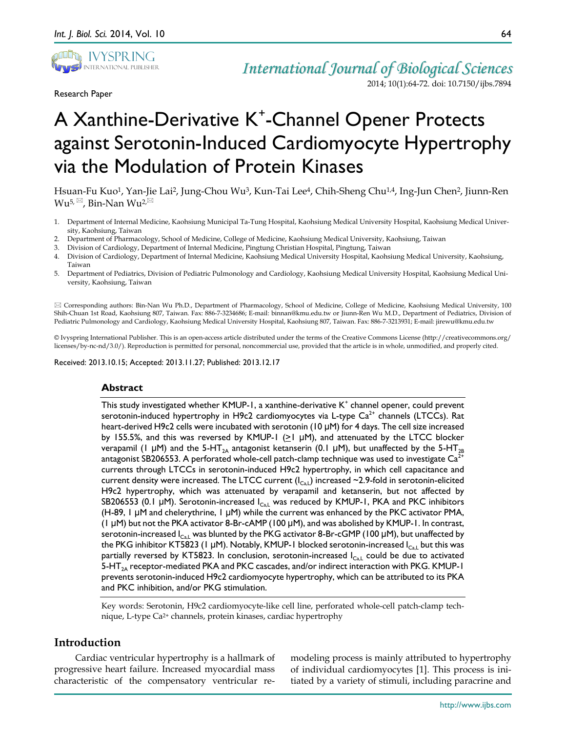Research Paper

# A Xanthine-Derivative $K^+$-Channel Opener Protects against Serotonin-Induced Cardiomyocyte Hypertrophy via the Modulation of Protein Kinases

Hsuan-Fu Kuo[1], Yan-Jie Lai[2], Jung-Chou Wu[3], Kun-Tai Lee[4], Chih-Sheng Chu[1,4], Ing-Jun Chen[2], Jiunn-Ren Wu[5,✉], Bin-Nan Wu[2,✉]

1. Department of Internal Medicine, Kaohsiung Municipal Ta-Tung Hospital, Kaohsiung Medical University Hospital, Kaohsiung Medical University, Kaohsiung, Taiwan
2. Department of Pharmacology, School of Medicine, College of Medicine, Kaohsiung Medical University, Kaohsiung, Taiwan
3. Division of Cardiology, Department of Internal Medicine, Pingtung Christian Hospital, Pingtung, Taiwan
4. Division of Cardiology, Department of Internal Medicine, Kaohsiung Medical University Hospital, Kaohsiung Medical University, Kaohsiung, Taiwan
5. Department of Pediatrics, Division of Pediatric Pulmonology and Cardiology, Kaohsiung Medical University Hospital, Kaohsiung Medical University, Kaohsiung, Taiwan

✉ Corresponding authors: Bin-Nan Wu Ph.D., Department of Pharmacology, School of Medicine, College of Medicine, Kaohsiung Medical University, 100 Shih-Chuan 1st Road, Kaohsiung 807, Taiwan. Fax: 886-7-3234686; E-mail: binnan@kmu.edu.tw or Jiunn-Ren Wu M.D., Department of Pediatrics, Division of Pediatric Pulmonology and Cardiology, Kaohsiung Medical University Hospital, Kaohsiung 807, Taiwan. Fax: 886-7-3213931; E-mail: jirewu@kmu.edu.tw

© Ivyspring International Publisher. This is an open-access article distributed under the terms of the Creative Commons License (http://creativecommons.org/licenses/by-nc-nd/3.0/). Reproduction is permitted for personal, noncommercial use, provided that the article is in whole, unmodified, and properly cited.

Received: 2013.10.15; Accepted: 2013.11.27; Published: 2013.12.17

## Abstract

This study investigated whether KMUP-1, a xanthine-derivative $K^+$ channel opener, could prevent serotonin-induced hypertrophy in H9c2 cardiomyocytes via L-type $Ca^{2+}$ channels (LTCCs). Rat heart-derived H9c2 cells were incubated with serotonin (10 μM) for 4 days. The cell size increased by 155.5%, and this was reversed by KMUP-1 ($\geq$1 μM), and attenuated by the LTCC blocker verapamil (1 μM) and the 5-$HT_{2A}$ antagonist ketanserin (0.1 μM), but unaffected by the 5-$HT_{2B}$ antagonist SB206553. A perforated whole-cell patch-clamp technique was used to investigate $Ca^{2+}$ currents through LTCCs in serotonin-induced H9c2 hypertrophy, in which cell capacitance and current density were increased. The LTCC current ($I_{Ca,L}$) increased ~2.9-fold in serotonin-elicited H9c2 hypertrophy, which was attenuated by verapamil and ketanserin, but not affected by SB206553 (0.1 μM). Serotonin-increased $I_{Ca,L}$ was reduced by KMUP-1, PKA and PKC inhibitors (H-89, 1 μM and chelerythrine, 1 μM) while the current was enhanced by the PKC activator PMA, (1 μM) but not the PKA activator 8-Br-cAMP (100 μM), and was abolished by KMUP-1. In contrast, serotonin-increased $I_{Ca,L}$ was blunted by the PKG activator 8-Br-cGMP (100 μM), but unaffected by the PKG inhibitor KT5823 (1 μM). Notably, KMUP-1 blocked serotonin-increased $I_{Ca,L}$ but this was partially reversed by KT5823. In conclusion, serotonin-increased $I_{Ca,L}$ could be due to activated 5-$HT_{2A}$ receptor-mediated PKA and PKC cascades, and/or indirect interaction with PKG. KMUP-1 prevents serotonin-induced H9c2 cardiomyocyte hypertrophy, which can be attributed to its PKA and PKC inhibition, and/or PKG stimulation.

Key words: Serotonin, H9c2 cardiomyocyte-like cell line, perforated whole-cell patch-clamp technique, L-type $Ca^{2+}$ channels, protein kinases, cardiac hypertrophy

## Introduction

Cardiac ventricular hypertrophy is a hallmark of progressive heart failure. Increased myocardial mass characteristic of the compensatory ventricular remodeling process is mainly attributed to hypertrophy of individual cardiomyocytes [1]. This process is initiated by a variety of stimuli, including paracrine and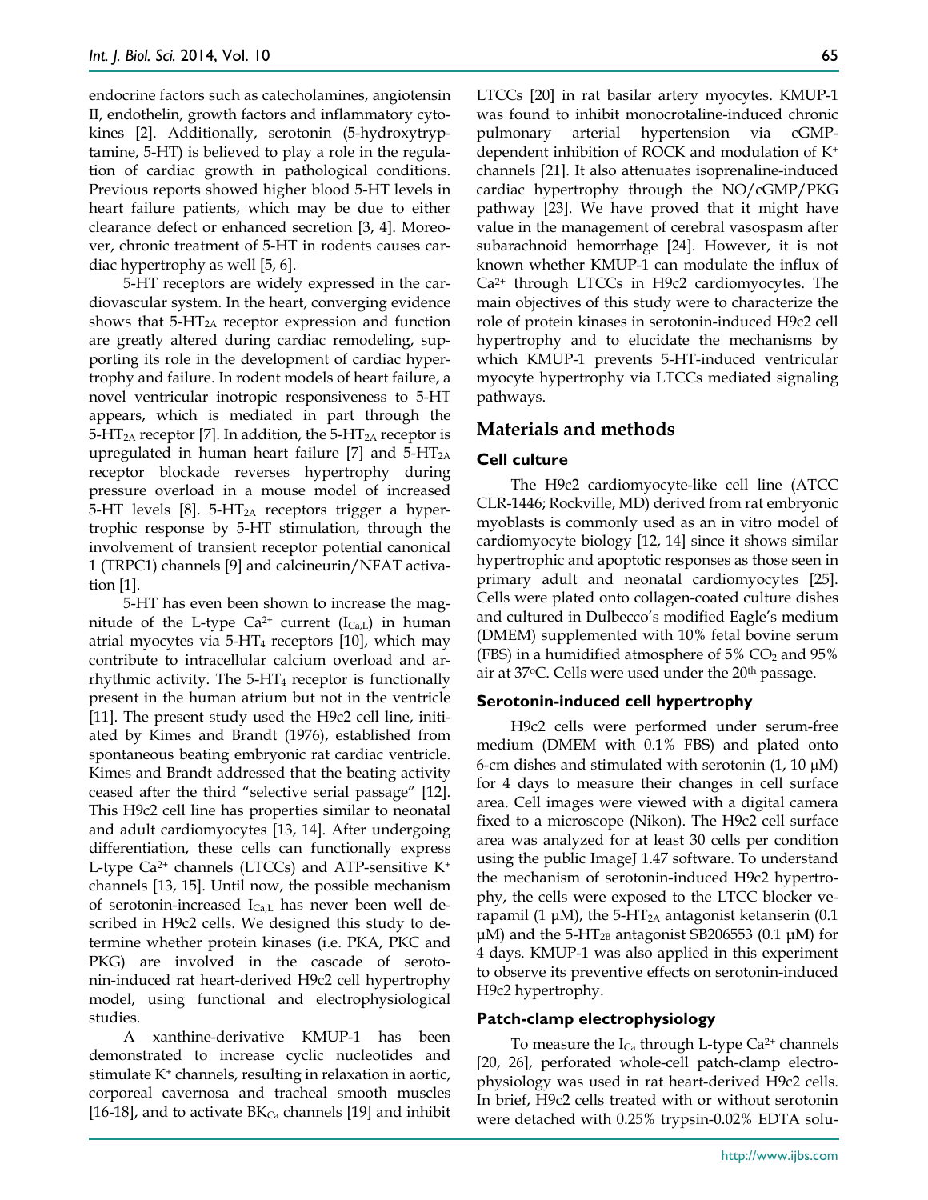endocrine factors such as catecholamines, angiotensin II, endothelin, growth factors and inflammatory cytokines [2]. Additionally, serotonin (5-hydroxytryptamine, 5-HT) is believed to play a role in the regulation of cardiac growth in pathological conditions. Previous reports showed higher blood 5-HT levels in heart failure patients, which may be due to either clearance defect or enhanced secretion [3, 4]. Moreover, chronic treatment of 5-HT in rodents causes cardiac hypertrophy as well [5, 6].

5-HT receptors are widely expressed in the cardiovascular system. In the heart, converging evidence shows that 5-$HT_{2A}$ receptor expression and function are greatly altered during cardiac remodeling, supporting its role in the development of cardiac hypertrophy and failure. In rodent models of heart failure, a novel ventricular inotropic responsiveness to 5-HT appears, which is mediated in part through the 5-$HT_{2A}$ receptor [7]. In addition, the 5-$HT_{2A}$ receptor is upregulated in human heart failure [7] and 5-$HT_{2A}$ receptor blockade reverses hypertrophy during pressure overload in a mouse model of increased 5-HT levels [8]. 5-$HT_{2A}$ receptors trigger a hypertrophic response by 5-HT stimulation, through the involvement of transient receptor potential canonical 1 (TRPC1) channels [9] and calcineurin/NFAT activation [1].

5-HT has even been shown to increase the magnitude of the L-type $Ca^{2+}$ current ($I_{Ca,L}$) in human atrial myocytes via 5-$HT_4$ receptors [10], which may contribute to intracellular calcium overload and arrhythmic activity. The 5-$HT_4$ receptor is functionally present in the human atrium but not in the ventricle [11]. The present study used the H9c2 cell line, initiated by Kimes and Brandt (1976), established from spontaneous beating embryonic rat cardiac ventricle. Kimes and Brandt addressed that the beating activity ceased after the third "selective serial passage" [12]. This H9c2 cell line has properties similar to neonatal and adult cardiomyocytes [13, 14]. After undergoing differentiation, these cells can functionally express L-type $Ca^{2+}$ channels (LTCCs) and ATP-sensitive $K^+$ channels [13, 15]. Until now, the possible mechanism of serotonin-increased $I_{Ca,L}$ has never been well described in H9c2 cells. We designed this study to determine whether protein kinases (i.e. PKA, PKC and PKG) are involved in the cascade of serotonin-induced rat heart-derived H9c2 cell hypertrophy model, using functional and electrophysiological studies.

A xanthine-derivative KMUP-1 has been demonstrated to increase cyclic nucleotides and stimulate $K^+$ channels, resulting in relaxation in aortic, corporeal cavernosa and tracheal smooth muscles [16-18], and to activate $BK_{Ca}$ channels [19] and inhibit LTCCs [20] in rat basilar artery myocytes. KMUP-1 was found to inhibit monocrotaline-induced chronic pulmonary arterial hypertension via cGMP-dependent inhibition of ROCK and modulation of $K^+$ channels [21]. It also attenuates isoprenaline-induced cardiac hypertrophy through the NO/cGMP/PKG pathway [23]. We have proved that it might have value in the management of cerebral vasospasm after subarachnoid hemorrhage [24]. However, it is not known whether KMUP-1 can modulate the influx of $Ca^{2+}$ through LTCCs in H9c2 cardiomyocytes. The main objectives of this study were to characterize the role of protein kinases in serotonin-induced H9c2 cell hypertrophy and to elucidate the mechanisms by which KMUP-1 prevents 5-HT-induced ventricular myocyte hypertrophy via LTCCs mediated signaling pathways.

## Materials and methods

### Cell culture

The H9c2 cardiomyocyte-like cell line (ATCC CLR-1446; Rockville, MD) derived from rat embryonic myoblasts is commonly used as an in vitro model of cardiomyocyte biology [12, 14] since it shows similar hypertrophic and apoptotic responses as those seen in primary adult and neonatal cardiomyocytes [25]. Cells were plated onto collagen-coated culture dishes and cultured in Dulbecco's modified Eagle's medium (DMEM) supplemented with 10% fetal bovine serum (FBS) in a humidified atmosphere of 5% $CO_2$ and 95% air at 37°C. Cells were used under the 20th passage.

### Serotonin-induced cell hypertrophy

H9c2 cells were performed under serum-free medium (DMEM with 0.1% FBS) and plated onto 6-cm dishes and stimulated with serotonin (1, 10 μM) for 4 days to measure their changes in cell surface area. Cell images were viewed with a digital camera fixed to a microscope (Nikon). The H9c2 cell surface area was analyzed for at least 30 cells per condition using the public ImageJ 1.47 software. To understand the mechanism of serotonin-induced H9c2 hypertrophy, the cells were exposed to the LTCC blocker verapamil (1 μM), the 5-$HT_{2A}$ antagonist ketanserin (0.1 μM) and the 5-$HT_{2B}$ antagonist SB206553 (0.1 μM) for 4 days. KMUP-1 was also applied in this experiment to observe its preventive effects on serotonin-induced H9c2 hypertrophy.

### Patch-clamp electrophysiology

To measure the $I_{Ca}$ through L-type $Ca^{2+}$ channels [20, 26], perforated whole-cell patch-clamp electrophysiology was used in rat heart-derived H9c2 cells. In brief, H9c2 cells treated with or without serotonin were detached with 0.25% trypsin-0.02% EDTA solu-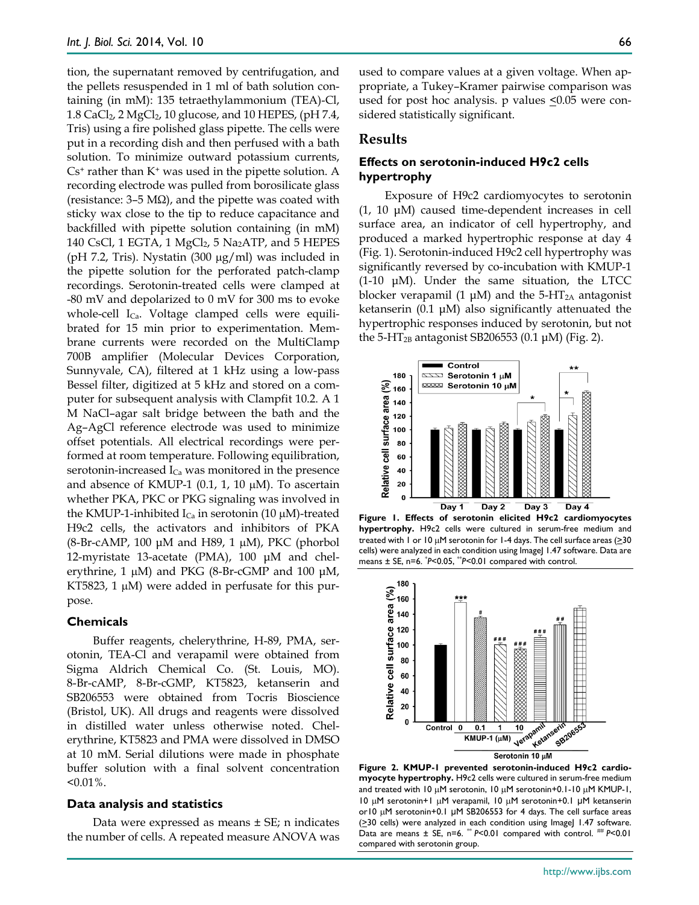tion, the supernatant removed by centrifugation, and the pellets resuspended in 1 ml of bath solution containing (in mM): 135 tetraethylammonium (TEA)-Cl, 1.8 $CaCl_2$, 2 $MgCl_2$, 10 glucose, and 10 HEPES, (pH 7.4, Tris) using a fire polished glass pipette. The cells were put in a recording dish and then perfused with a bath solution. To minimize outward potassium currents, $Cs^+$ rather than $K^+$ was used in the pipette solution. A recording electrode was pulled from borosilicate glass (resistance: 3–5 MΩ), and the pipette was coated with sticky wax close to the tip to reduce capacitance and backfilled with pipette solution containing (in mM) 140 CsCl, 1 EGTA, 1 $MgCl_2$, 5 $Na_2ATP$, and 5 HEPES (pH 7.2, Tris). Nystatin (300 μg/ml) was included in the pipette solution for the perforated patch-clamp recordings. Serotonin-treated cells were clamped at -80 mV and depolarized to 0 mV for 300 ms to evoke whole-cell $I_{Ca}$. Voltage clamped cells were equilibrated for 15 min prior to experimentation. Membrane currents were recorded on the MultiClamp 700B amplifier (Molecular Devices Corporation, Sunnyvale, CA), filtered at 1 kHz using a low-pass Bessel filter, digitized at 5 kHz and stored on a computer for subsequent analysis with Clampfit 10.2. A 1 M NaCl–agar salt bridge between the bath and the Ag–AgCl reference electrode was used to minimize offset potentials. All electrical recordings were performed at room temperature. Following equilibration, serotonin-increased $I_{Ca}$ was monitored in the presence and absence of KMUP-1 (0.1, 1, 10 μM). To ascertain whether PKA, PKC or PKG signaling was involved in the KMUP-1-inhibited $I_{Ca}$ in serotonin (10 μM)-treated H9c2 cells, the activators and inhibitors of PKA (8-Br-cAMP, 100 μM and H89, 1 μM), PKC (phorbol 12-myristate 13-acetate (PMA), 100 μM and chelerythrine, 1 μM) and PKG (8-Br-cGMP and 100 μM, KT5823, 1 μM) were added in perfusate for this purpose.

### Chemicals

Buffer reagents, chelerythrine, H-89, PMA, serotonin, TEA-Cl and verapamil were obtained from Sigma Aldrich Chemical Co. (St. Louis, MO). 8-Br-cAMP, 8-Br-cGMP, KT5823, ketanserin and SB206553 were obtained from Tocris Bioscience (Bristol, UK). All drugs and reagents were dissolved in distilled water unless otherwise noted. Chelerythrine, KT5823 and PMA were dissolved in DMSO at 10 mM. Serial dilutions were made in phosphate buffer solution with a final solvent concentration <0.01%.

### Data analysis and statistics

Data were expressed as means ± SE; n indicates the number of cells. A repeated measure ANOVA was used to compare values at a given voltage. When appropriate, a Tukey–Kramer pairwise comparison was used for post hoc analysis. p values ≤0.05 were considered statistically significant.

## Results

### Effects on serotonin-induced H9c2 cells hypertrophy

Exposure of H9c2 cardiomyocytes to serotonin (1, 10 μM) caused time-dependent increases in cell surface area, an indicator of cell hypertrophy, and produced a marked hypertrophic response at day 4 (Fig. 1). Serotonin-induced H9c2 cell hypertrophy was significantly reversed by co-incubation with KMUP-1 (1-10 μM). Under the same situation, the LTCC blocker verapamil (1 μM) and the $5\text{-}HT_{2A}$ antagonist ketanserin (0.1 μM) also significantly attenuated the hypertrophic responses induced by serotonin, but not the $5\text{-}HT_{2B}$ antagonist SB206553 (0.1 μM) (Fig. 2).

**Figure 1. Effects of serotonin elicited H9c2 cardiomyocytes hypertrophy.** H9c2 cells were cultured in serum-free medium and treated with 1 or 10 μM serotonin for 1-4 days. The cell surface areas (≥30 cells) were analyzed in each condition using ImageJ 1.47 software. Data are means ± SE, n=6. *$P$<0.05, **$P$<0.01 compared with control.

**Figure 2. KMUP-1 prevented serotonin-induced H9c2 cardiomyocyte hypertrophy.** H9c2 cells were cultured in serum-free medium and treated with 10 μM serotonin, 10 μM serotonin+0.1-10 μM KMUP-1, 10 μM serotonin+1 μM verapamil, 10 μM serotonin+0.1 μM ketanserin or10 μM serotonin+0.1 μM SB206553 for 4 days. The cell surface areas (≥30 cells) were analyzed in each condition using ImageJ 1.47 software. Data are means ± SE, n=6. ** $P$<0.01 compared with control. ## $P$<0.01 compared with serotonin group.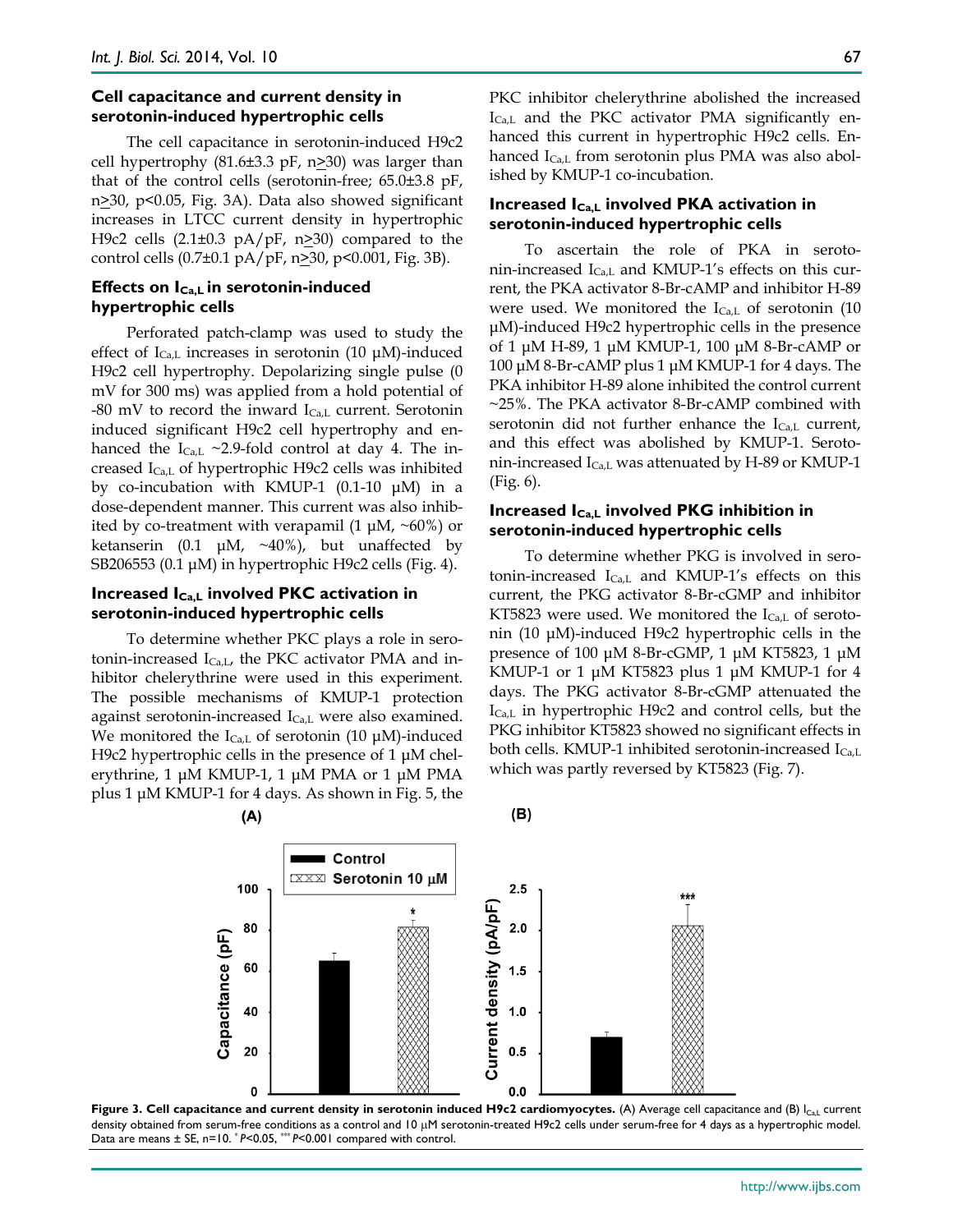### Cell capacitance and current density in serotonin-induced hypertrophic cells

The cell capacitance in serotonin-induced H9c2 cell hypertrophy (81.6±3.3 pF, n≥30) was larger than that of the control cells (serotonin-free; 65.0±3.8 pF, n≥30, p<0.05, Fig. 3A). Data also showed significant increases in LTCC current density in hypertrophic H9c2 cells (2.1±0.3 pA/pF, n≥30) compared to the control cells (0.7±0.1 pA/pF, n≥30, p<0.001, Fig. 3B).

### Effects on $I_{Ca,L}$ in serotonin-induced hypertrophic cells

Perforated patch-clamp was used to study the effect of $I_{Ca,L}$ increases in serotonin (10 μM)-induced H9c2 cell hypertrophy. Depolarizing single pulse (0 mV for 300 ms) was applied from a hold potential of -80 mV to record the inward $I_{Ca,L}$ current. Serotonin induced significant H9c2 cell hypertrophy and enhanced the $I_{Ca,L}$ ~2.9-fold control at day 4. The increased $I_{Ca,L}$ of hypertrophic H9c2 cells was inhibited by co-incubation with KMUP-1 (0.1-10 μM) in a dose-dependent manner. This current was also inhibited by co-treatment with verapamil (1 μM, ~60%) or ketanserin (0.1 μM, ~40%), but unaffected by SB206553 (0.1 μM) in hypertrophic H9c2 cells (Fig. 4).

### Increased $I_{Ca,L}$ involved PKC activation in serotonin-induced hypertrophic cells

To determine whether PKC plays a role in serotonin-increased $I_{Ca,L}$, the PKC activator PMA and inhibitor chelerythrine were used in this experiment. The possible mechanisms of KMUP-1 protection against serotonin-increased $I_{Ca,L}$ were also examined. We monitored the $I_{Ca,L}$ of serotonin (10 μM)-induced H9c2 hypertrophic cells in the presence of 1 μM chelerythrine, 1 μM KMUP-1, 1 μM PMA or 1 μM PMA plus 1 μM KMUP-1 for 4 days. As shown in Fig. 5, the PKC inhibitor chelerythrine abolished the increased $I_{Ca,L}$ and the PKC activator PMA significantly enhanced this current in hypertrophic H9c2 cells. Enhanced $I_{Ca,L}$ from serotonin plus PMA was also abolished by KMUP-1 co-incubation.

### Increased $I_{Ca,L}$ involved PKA activation in serotonin-induced hypertrophic cells

To ascertain the role of PKA in serotonin-increased $I_{Ca,L}$ and KMUP-1's effects on this current, the PKA activator 8-Br-cAMP and inhibitor H-89 were used. We monitored the $I_{Ca,L}$ of serotonin (10 μM)-induced H9c2 hypertrophic cells in the presence of 1 μM H-89, 1 μM KMUP-1, 100 μM 8-Br-cAMP or 100 μM 8-Br-cAMP plus 1 μM KMUP-1 for 4 days. The PKA inhibitor H-89 alone inhibited the control current ~25%. The PKA activator 8-Br-cAMP combined with serotonin did not further enhance the $I_{Ca,L}$ current, and this effect was abolished by KMUP-1. Serotonin-increased $I_{Ca,L}$ was attenuated by H-89 or KMUP-1 (Fig. 6).

### Increased $I_{Ca,L}$ involved PKG inhibition in serotonin-induced hypertrophic cells

To determine whether PKG is involved in serotonin-increased $I_{Ca,L}$ and KMUP-1's effects on this current, the PKG activator 8-Br-cGMP and inhibitor KT5823 were used. We monitored the $I_{Ca,L}$ of serotonin (10 μM)-induced H9c2 hypertrophic cells in the presence of 100 μM 8-Br-cGMP, 1 μM KT5823, 1 μM KMUP-1 or 1 μM KT5823 plus 1 μM KMUP-1 for 4 days. The PKG activator 8-Br-cGMP attenuated the $I_{Ca,L}$ in hypertrophic H9c2 and control cells, but the PKG inhibitor KT5823 showed no significant effects in both cells. KMUP-1 inhibited serotonin-increased $I_{Ca,L}$ which was partly reversed by KT5823 (Fig. 7).

**Figure 3. Cell capacitance and current density in serotonin induced H9c2 cardiomyocytes.** (A) Average cell capacitance and (B) $I_{Ca,L}$ current density obtained from serum-free conditions as a control and 10 μM serotonin-treated H9c2 cells under serum-free for 4 days as a hypertrophic model. Data are means ± SE, n=10. * $P<0.05$, *** $P<0.001$ compared with control.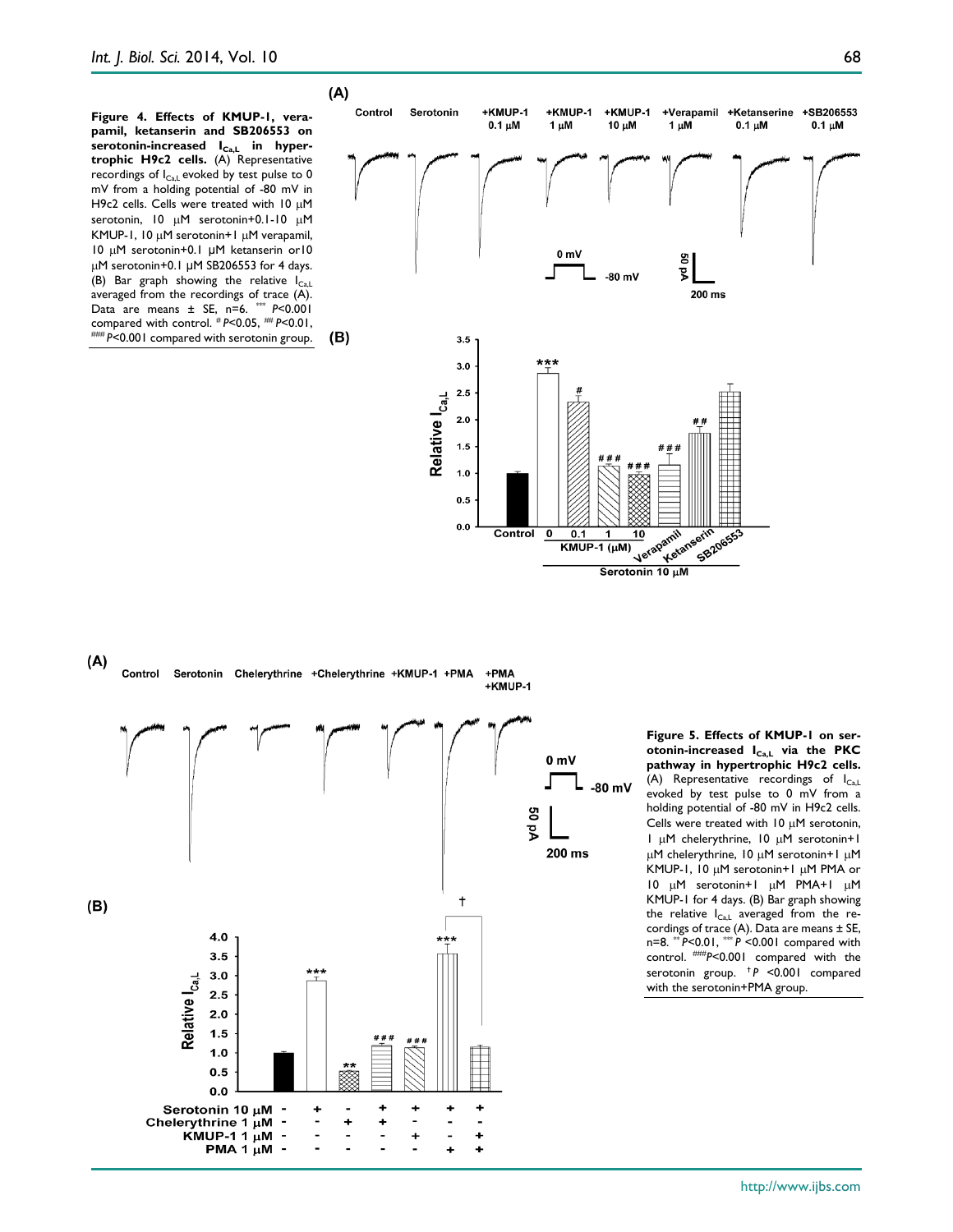**Figure 4. Effects of KMUP-1, verapamil, ketanserin and SB206553 on serotonin-increased $I_{Ca,L}$ in hypertrophic H9c2 cells.** (A) Representative recordings of $I_{Ca,L}$ evoked by test pulse to 0 mV from a holding potential of -80 mV in H9c2 cells. Cells were treated with 10 μM serotonin, 10 μM serotonin+0.1-10 μM KMUP-1, 10 μM serotonin+1 μM verapamil, 10 μM serotonin+0.1 μM ketanserin or10 μM serotonin+0.1 μM SB206553 for 4 days. (B) Bar graph showing the relative $I_{Ca,L}$ averaged from the recordings of trace (A). Data are means ± SE, n=6. *** $P$<0.001 compared with control. # $P$<0.05, ## $P$<0.01, ### $P$<0.001 compared with serotonin group.

**Figure 5. Effects of KMUP-1 on serotonin-increased $I_{Ca,L}$ via the PKC pathway in hypertrophic H9c2 cells.** (A) Representative recordings of $I_{Ca,L}$ evoked by test pulse to 0 mV from a holding potential of -80 mV in H9c2 cells. Cells were treated with 10 μM serotonin, 1 μM chelerythrine, 10 μM serotonin+1 μM chelerythrine, 10 μM serotonin+1 μM KMUP-1, 10 μM serotonin+1 μM PMA or 10 μM serotonin+1 μM PMA+1 μM KMUP-1 for 4 days. (B) Bar graph showing the relative $I_{Ca,L}$ averaged from the recordings of trace (A). Data are means ± SE, n=8. ** $P$<0.01, *** $P$ <0.001 compared with control. ### $P$<0.001 compared with the serotonin group. † $P$ <0.001 compared with the serotonin+PMA group.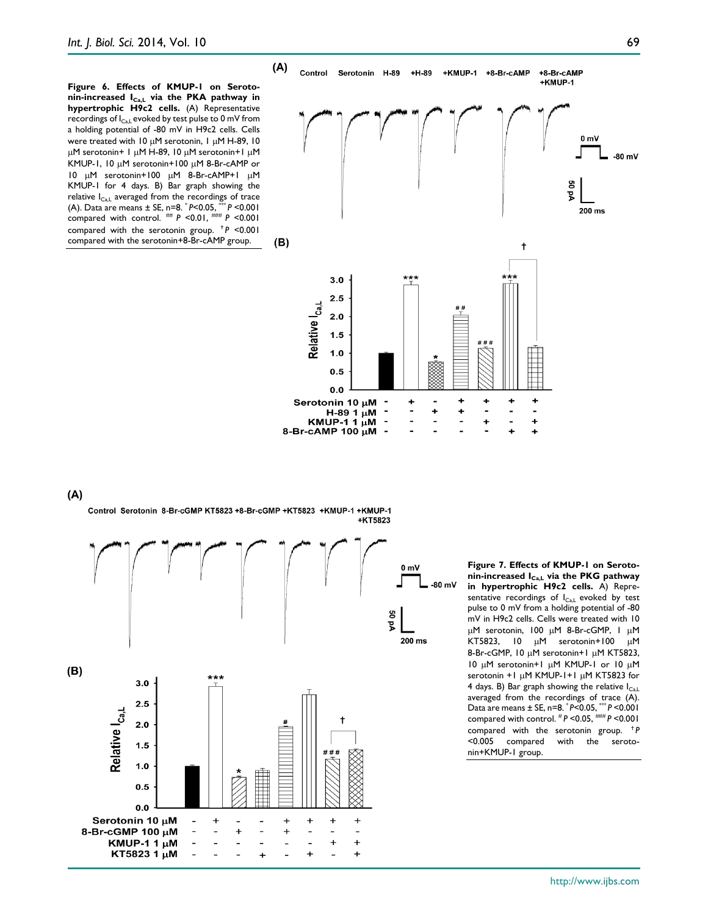**Figure 6. Effects of KMUP-1 on Serotonin-increased $I_{Ca,L}$ via the PKA pathway in hypertrophic H9c2 cells.** (A) Representative recordings of $I_{Ca,L}$ evoked by test pulse to 0 mV from a holding potential of -80 mV in H9c2 cells. Cells were treated with 10 μM serotonin, 1 μM H-89, 10 μM serotonin+ 1 μM H-89, 10 μM serotonin+1 μM KMUP-1, 10 μM serotonin+100 μM 8-Br-cAMP or 10 μM serotonin+100 μM 8-Br-cAMP+1 μM KMUP-1 for 4 days. B) Bar graph showing the relative $I_{Ca,L}$ averaged from the recordings of trace (A). Data are means ± SE, n=8. * $P$<0.05, *** $P$ <0.001 compared with control. ## $P$ <0.01, ### $P$ <0.001 compared with the serotonin group. † $P$ <0.001 compared with the serotonin+8-Br-cAMP group.

**Figure 7. Effects of KMUP-1 on Serotonin-increased $I_{Ca,L}$ via the PKG pathway in hypertrophic H9c2 cells.** A) Representative recordings of $I_{Ca,L}$ evoked by test pulse to 0 mV from a holding potential of -80 mV in H9c2 cells. Cells were treated with 10 μM serotonin, 100 μM 8-Br-cGMP, 1 μM KT5823, 10 μM serotonin+100 μM 8-Br-cGMP, 10 μM serotonin+1 μM KT5823, 10 μM serotonin+1 μM KMUP-1 or 10 μM serotonin +1 μM KMUP-1+1 μM KT5823 for 4 days. B) Bar graph showing the relative $I_{Ca,L}$ averaged from the recordings of trace (A). Data are means ± SE, n=8. * $P$<0.05, *** $P$ <0.001 compared with control. # $P$ <0.05, ### $P$ <0.001 compared with the serotonin group. † $P$ <0.005 compared with the serotonin+KMUP-1 group.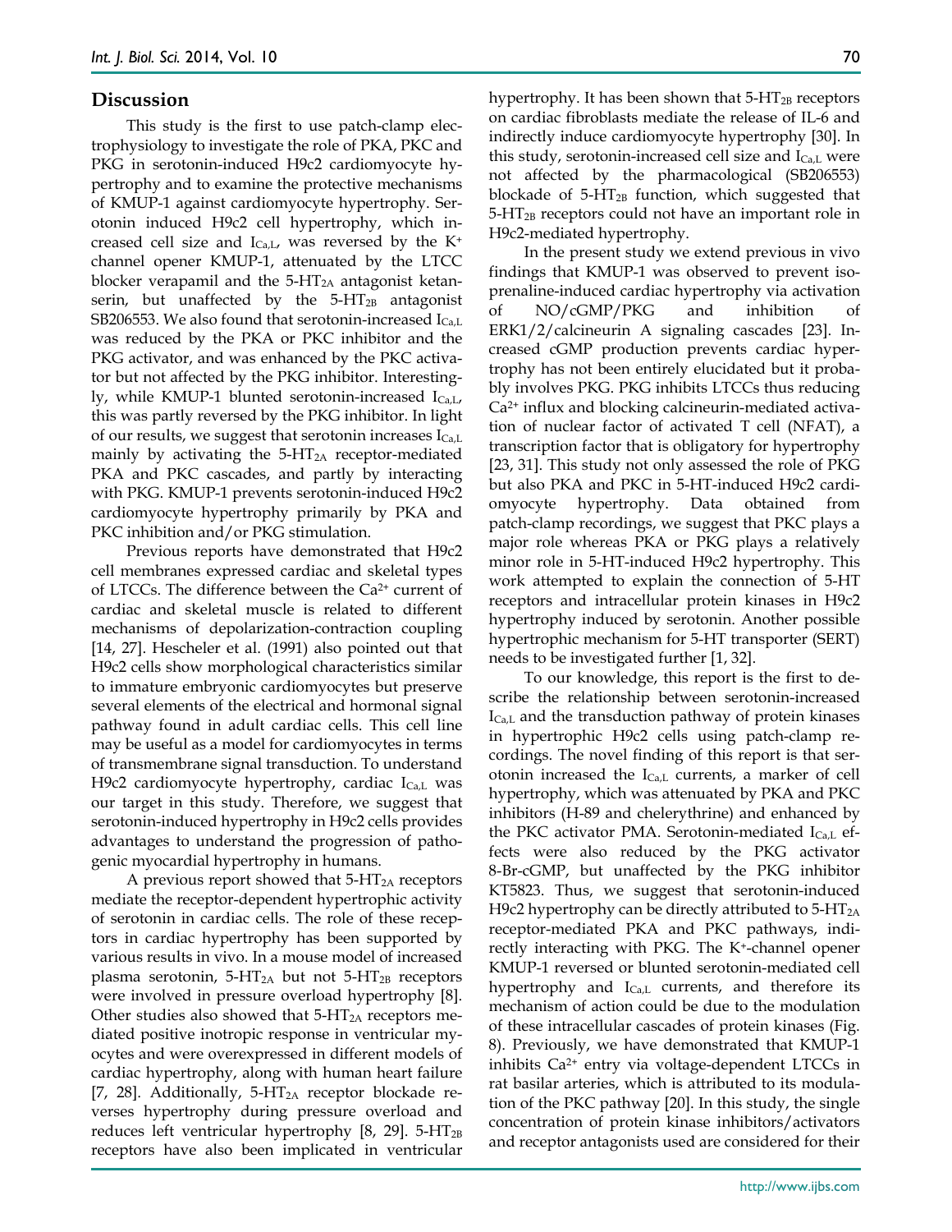## Discussion

This study is the first to use patch-clamp electrophysiology to investigate the role of PKA, PKC and PKG in serotonin-induced H9c2 cardiomyocyte hypertrophy and to examine the protective mechanisms of KMUP-1 against cardiomyocyte hypertrophy. Serotonin induced H9c2 cell hypertrophy, which increased cell size and $I_{Ca,L}$, was reversed by the $K^+$ channel opener KMUP-1, attenuated by the LTCC blocker verapamil and the 5-$HT_{2A}$ antagonist ketanserin, but unaffected by the 5-$HT_{2B}$ antagonist SB206553. We also found that serotonin-increased $I_{Ca,L}$ was reduced by the PKA or PKC inhibitor and the PKG activator, and was enhanced by the PKC activator but not affected by the PKG inhibitor. Interestingly, while KMUP-1 blunted serotonin-increased $I_{Ca,L}$, this was partly reversed by the PKG inhibitor. In light of our results, we suggest that serotonin increases $I_{Ca,L}$ mainly by activating the 5-$HT_{2A}$ receptor-mediated PKA and PKC cascades, and partly by interacting with PKG. KMUP-1 prevents serotonin-induced H9c2 cardiomyocyte hypertrophy primarily by PKA and PKC inhibition and/or PKG stimulation.

Previous reports have demonstrated that H9c2 cell membranes expressed cardiac and skeletal types of LTCCs. The difference between the $Ca^{2+}$ current of cardiac and skeletal muscle is related to different mechanisms of depolarization-contraction coupling [14, 27]. Hescheler et al. (1991) also pointed out that H9c2 cells show morphological characteristics similar to immature embryonic cardiomyocytes but preserve several elements of the electrical and hormonal signal pathway found in adult cardiac cells. This cell line may be useful as a model for cardiomyocytes in terms of transmembrane signal transduction. To understand H9c2 cardiomyocyte hypertrophy, cardiac $I_{Ca,L}$ was our target in this study. Therefore, we suggest that serotonin-induced hypertrophy in H9c2 cells provides advantages to understand the progression of pathogenic myocardial hypertrophy in humans.

A previous report showed that 5-$HT_{2A}$ receptors mediate the receptor-dependent hypertrophic activity of serotonin in cardiac cells. The role of these receptors in cardiac hypertrophy has been supported by various results in vivo. In a mouse model of increased plasma serotonin, 5-$HT_{2A}$ but not 5-$HT_{2B}$ receptors were involved in pressure overload hypertrophy [8]. Other studies also showed that 5-$HT_{2A}$ receptors mediated positive inotropic response in ventricular myocytes and were overexpressed in different models of cardiac hypertrophy, along with human heart failure [7, 28]. Additionally, 5-$HT_{2A}$ receptor blockade reverses hypertrophy during pressure overload and reduces left ventricular hypertrophy [8, 29]. 5-$HT_{2B}$ receptors have also been implicated in ventricular hypertrophy. It has been shown that 5-$HT_{2B}$ receptors on cardiac fibroblasts mediate the release of IL-6 and indirectly induce cardiomyocyte hypertrophy [30]. In this study, serotonin-increased cell size and $I_{Ca,L}$ were not affected by the pharmacological (SB206553) blockade of 5-$HT_{2B}$ function, which suggested that 5-$HT_{2B}$ receptors could not have an important role in H9c2-mediated hypertrophy.

In the present study we extend previous in vivo findings that KMUP-1 was observed to prevent isoprenaline-induced cardiac hypertrophy via activation of NO/cGMP/PKG and inhibition of ERK1/2/calcineurin A signaling cascades [23]. Increased cGMP production prevents cardiac hypertrophy has not been entirely elucidated but it probably involves PKG. PKG inhibits LTCCs thus reducing $Ca^{2+}$ influx and blocking calcineurin-mediated activation of nuclear factor of activated T cell (NFAT), a transcription factor that is obligatory for hypertrophy [23, 31]. This study not only assessed the role of PKG but also PKA and PKC in 5-HT-induced H9c2 cardiomyocyte hypertrophy. Data obtained from patch-clamp recordings, we suggest that PKC plays a major role whereas PKA or PKG plays a relatively minor role in 5-HT-induced H9c2 hypertrophy. This work attempted to explain the connection of 5-HT receptors and intracellular protein kinases in H9c2 hypertrophy induced by serotonin. Another possible hypertrophic mechanism for 5-HT transporter (SERT) needs to be investigated further [1, 32].

To our knowledge, this report is the first to describe the relationship between serotonin-increased $I_{Ca,L}$ and the transduction pathway of protein kinases in hypertrophic H9c2 cells using patch-clamp recordings. The novel finding of this report is that serotonin increased the $I_{Ca,L}$ currents, a marker of cell hypertrophy, which was attenuated by PKA and PKC inhibitors (H-89 and chelerythrine) and enhanced by the PKC activator PMA. Serotonin-mediated $I_{Ca,L}$ effects were also reduced by the PKG activator 8-Br-cGMP, but unaffected by the PKG inhibitor KT5823. Thus, we suggest that serotonin-induced H9c2 hypertrophy can be directly attributed to 5-$HT_{2A}$ receptor-mediated PKA and PKC pathways, indirectly interacting with PKG. The $K^+$-channel opener KMUP-1 reversed or blunted serotonin-mediated cell hypertrophy and $I_{Ca,L}$ currents, and therefore its mechanism of action could be due to the modulation of these intracellular cascades of protein kinases (Fig. 8). Previously, we have demonstrated that KMUP-1 inhibits $Ca^{2+}$ entry via voltage-dependent LTCCs in rat basilar arteries, which is attributed to its modulation of the PKC pathway [20]. In this study, the single concentration of protein kinase inhibitors/activators and receptor antagonists used are considered for their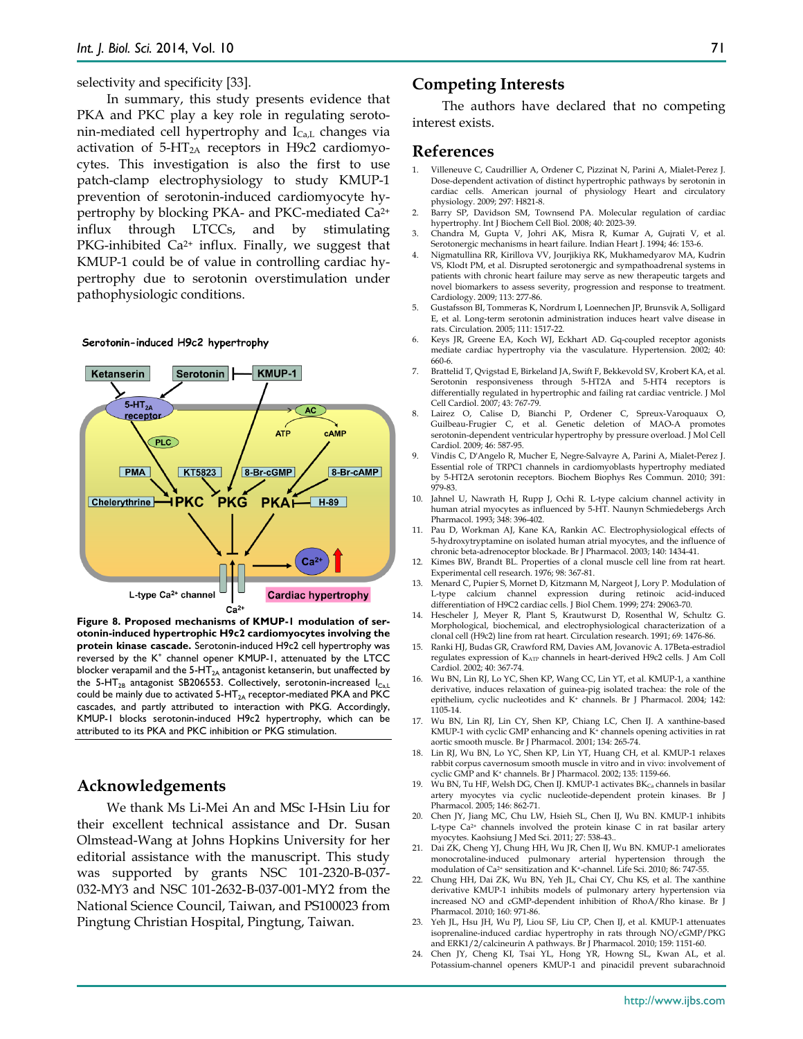selectivity and specificity [33].

In summary, this study presents evidence that PKA and PKC play a key role in regulating serotonin-mediated cell hypertrophy and $I_{Ca,L}$ changes via activation of 5-$HT_{2A}$ receptors in H9c2 cardiomyocytes. This investigation is also the first to use patch-clamp electrophysiology to study KMUP-1 prevention of serotonin-induced cardiomyocyte hypertrophy by blocking PKA- and PKC-mediated $Ca^{2+}$ influx through LTCCs, and by stimulating PKG-inhibited $Ca^{2+}$ influx. Finally, we suggest that KMUP-1 could be of value in controlling cardiac hypertrophy due to serotonin overstimulation under pathophysiologic conditions.

**Figure 8. Proposed mechanisms of KMUP-1 modulation of serotonin-induced hypertrophic H9c2 cardiomyocytes involving the protein kinase cascade.** Serotonin-induced H9c2 cell hypertrophy was reversed by the $K^+$ channel opener KMUP-1, attenuated by the LTCC blocker verapamil and the 5-$HT_{2A}$ antagonist ketanserin, but unaffected by the 5-$HT_{2B}$ antagonist SB206553. Collectively, serotonin-increased $I_{Ca,L}$ could be mainly due to activated 5-$HT_{2A}$ receptor-mediated PKA and PKC cascades, and partly attributed to interaction with PKG. Accordingly, KMUP-1 blocks serotonin-induced H9c2 hypertrophy, which can be attributed to its PKA and PKC inhibition or PKG stimulation.

## Acknowledgements

We thank Ms Li-Mei An and MSc I-Hsin Liu for their excellent technical assistance and Dr. Susan Olmstead-Wang at Johns Hopkins University for her editorial assistance with the manuscript. This study was supported by grants NSC 101-2320-B-037-032-MY3 and NSC 101-2632-B-037-001-MY2 from the National Science Council, Taiwan, and PS100023 from Pingtung Christian Hospital, Pingtung, Taiwan.

## Competing Interests

The authors have declared that no competing interest exists.

## References

1. Villeneuve C, Caudrillier A, Ordener C, Pizzinat N, Parini A, Mialet-Perez J. Dose-dependent activation of distinct hypertrophic pathways by serotonin in cardiac cells. American journal of physiology Heart and circulatory physiology. 2009; 297: H821-8.
2. Barry SP, Davidson SM, Townsend PA. Molecular regulation of cardiac hypertrophy. Int J Biochem Cell Biol. 2008; 40: 2023-39.
3. Chandra M, Gupta V, Johri AK, Misra R, Kumar A, Gujrati V, et al. Serotonergic mechanisms in heart failure. Indian Heart J. 1994; 46: 153-6.
4. Nigmatullina RR, Kirillova VV, Jourjikiya RK, Mukhamedyarov MA, Kudrin VS, Klodt PM, et al. Disrupted serotonergic and sympathoadrenal systems in patients with chronic heart failure may serve as new therapeutic targets and novel biomarkers to assess severity, progression and response to treatment. Cardiology. 2009; 113: 277-86.
5. Gustafsson BI, Tommeras K, Nordrum I, Loennechen JP, Brunsvik A, Solligard E, et al. Long-term serotonin administration induces heart valve disease in rats. Circulation. 2005; 111: 1517-22.
6. Keys JR, Greene EA, Koch WJ, Eckhart AD. Gq-coupled receptor agonists mediate cardiac hypertrophy via the vasculature. Hypertension. 2002; 40: 660-6.
7. Brattelid T, Qvigstad E, Birkeland JA, Swift F, Bekkevold SV, Krobert KA, et al. Serotonin responsiveness through 5-HT2A and 5-HT4 receptors is differentially regulated in hypertrophic and failing rat cardiac ventricle. J Mol Cell Cardiol. 2007; 43: 767-79.
8. Lairez O, Calise D, Bianchi P, Ordener C, Spreux-Varoquaux O, Guilbeau-Frugier C, et al. Genetic deletion of MAO-A promotes serotonin-dependent ventricular hypertrophy by pressure overload. J Mol Cell Cardiol. 2009; 46: 587-95.
9. Vindis C, D'Angelo R, Mucher E, Negre-Salvayre A, Parini A, Mialet-Perez J. Essential role of TRPC1 channels in cardiomyoblasts hypertrophy mediated by 5-HT2A serotonin receptors. Biochem Biophys Res Commun. 2010; 391: 979-83.
10. Jahnel U, Nawrath H, Rupp J, Ochi R. L-type calcium channel activity in human atrial myocytes as influenced by 5-HT. Naunyn Schmiedebergs Arch Pharmacol. 1993; 348: 396-402.
11. Pau D, Workman AJ, Kane KA, Rankin AC. Electrophysiological effects of 5-hydroxytryptamine on isolated human atrial myocytes, and the influence of chronic beta-adrenoceptor blockade. Br J Pharmacol. 2003; 140: 1434-41.
12. Kimes BW, Brandt BL. Properties of a clonal muscle cell line from rat heart. Experimental cell research. 1976; 98: 367-81.
13. Menard C, Pupier S, Mornet D, Kitzmann M, Nargeot J, Lory P. Modulation of L-type calcium channel expression during retinoic acid-induced differentiation of H9C2 cardiac cells. J Biol Chem. 1999; 274: 29063-70.
14. Hescheler J, Meyer R, Plant S, Krautwurst D, Rosenthal W, Schultz G. Morphological, biochemical, and electrophysiological characterization of a clonal cell (H9c2) line from rat heart. Circulation research. 1991; 69: 1476-86.
15. Ranki HJ, Budas GR, Crawford RM, Davies AM, Jovanovic A. 17Beta-estradiol regulates expression of $K_{ATP}$ channels in heart-derived H9c2 cells. J Am Coll Cardiol. 2002; 40: 367-74.
16. Wu BN, Lin RJ, Lo YC, Shen KP, Wang CC, Lin YT, et al. KMUP-1, a xanthine derivative, induces relaxation of guinea-pig isolated trachea: the role of the epithelium, cyclic nucleotides and $K^+$ channels. Br J Pharmacol. 2004; 142: 1105-14.
17. Wu BN, Lin RJ, Lin CY, Shen KP, Chiang LC, Chen IJ. A xanthine-based KMUP-1 with cyclic GMP enhancing and $K^+$ channels opening activities in rat aortic smooth muscle. Br J Pharmacol. 2001; 134: 265-74.
18. Lin RJ, Wu BN, Lo YC, Shen KP, Lin YT, Huang CH, et al. KMUP-1 relaxes rabbit corpus cavernosum smooth muscle in vitro and in vivo: involvement of cyclic GMP and $K^+$ channels. Br J Pharmacol. 2002; 135: 1159-66.
19. Wu BN, Tu HF, Welsh DG, Chen IJ. KMUP-1 activates $BK_{Ca}$ channels in basilar artery myocytes via cyclic nucleotide-dependent protein kinases. Br J Pharmacol. 2005; 146: 862-71.
20. Chen JY, Jiang MC, Chu LW, Hsieh SL, Chen IJ, Wu BN. KMUP-1 inhibits L-type $Ca^{2+}$ channels involved the protein kinase C in rat basilar artery myocytes. Kaohsiung J Med Sci. 2011; 27: 538-43..
21. Dai ZK, Cheng YJ, Chung HH, Wu JR, Chen IJ, Wu BN. KMUP-1 ameliorates monocrotaline-induced pulmonary arterial hypertension through the modulation of $Ca^{2+}$ sensitization and $K^+$-channel. Life Sci. 2010; 86: 747-55.
22. Chung HH, Dai ZK, Wu BN, Yeh JL, Chai CY, Chu KS, et al. The xanthine derivative KMUP-1 inhibits models of pulmonary artery hypertension via increased NO and cGMP-dependent inhibition of RhoA/Rho kinase. Br J Pharmacol. 2010; 160: 971-86.
23. Yeh JL, Hsu JH, Wu PJ, Liou SF, Liu CP, Chen IJ, et al. KMUP-1 attenuates isoprenaline-induced cardiac hypertrophy in rats through NO/cGMP/PKG and ERK1/2/calcineurin A pathways. Br J Pharmacol. 2010; 159: 1151-60.
24. Chen JY, Cheng KI, Tsai YL, Hong YR, Howng SL, Kwan AL, et al. Potassium-channel openers KMUP-1 and pinacidil prevent subarachnoid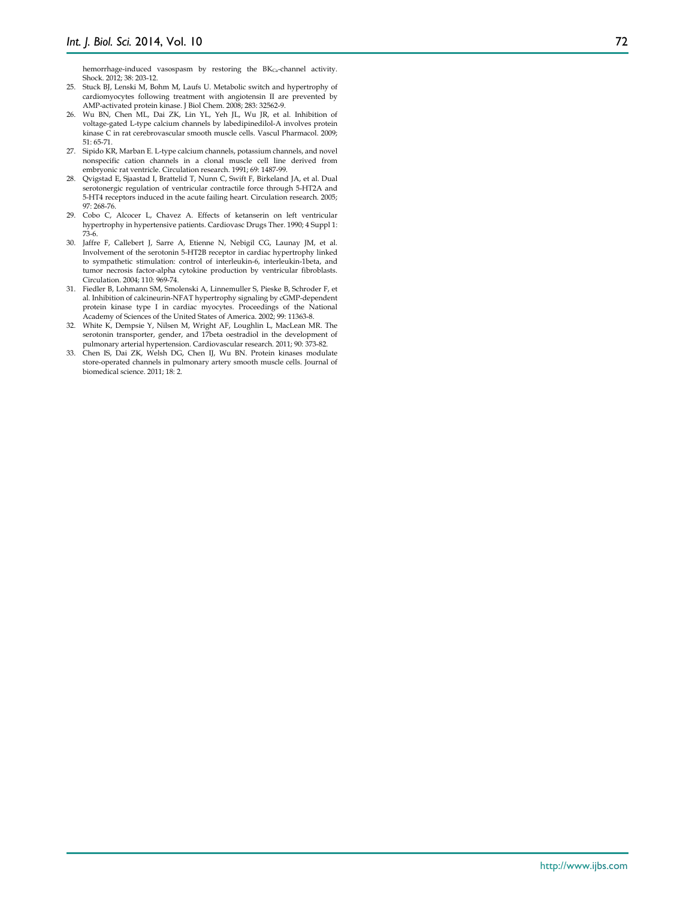hemorrhage-induced vasospasm by restoring the $BK_{Ca}$-channel activity. Shock. 2012; 38: 203-12.

25. Stuck BJ, Lenski M, Bohm M, Laufs U. Metabolic switch and hypertrophy of cardiomyocytes following treatment with angiotensin II are prevented by AMP-activated protein kinase. J Biol Chem. 2008; 283: 32562-9.
26. Wu BN, Chen ML, Dai ZK, Lin YL, Yeh JL, Wu JR, et al. Inhibition of voltage-gated L-type calcium channels by labedipinedilol-A involves protein kinase C in rat cerebrovascular smooth muscle cells. Vascul Pharmacol. 2009; 51: 65-71.
27. Sipido KR, Marban E. L-type calcium channels, potassium channels, and novel nonspecific cation channels in a clonal muscle cell line derived from embryonic rat ventricle. Circulation research. 1991; 69: 1487-99.
28. Qvigstad E, Sjaastad I, Brattelid T, Nunn C, Swift F, Birkeland JA, et al. Dual serotonergic regulation of ventricular contractile force through 5-HT2A and 5-HT4 receptors induced in the acute failing heart. Circulation research. 2005; 97: 268-76.
29. Cobo C, Alcocer L, Chavez A. Effects of ketanserin on left ventricular hypertrophy in hypertensive patients. Cardiovasc Drugs Ther. 1990; 4 Suppl 1: 73-6.
30. Jaffre F, Callebert J, Sarre A, Etienne N, Nebigil CG, Launay JM, et al. Involvement of the serotonin 5-HT2B receptor in cardiac hypertrophy linked to sympathetic stimulation: control of interleukin-6, interleukin-1beta, and tumor necrosis factor-alpha cytokine production by ventricular fibroblasts. Circulation. 2004; 110: 969-74.
31. Fiedler B, Lohmann SM, Smolenski A, Linnemuller S, Pieske B, Schroder F, et al. Inhibition of calcineurin-NFAT hypertrophy signaling by cGMP-dependent protein kinase type I in cardiac myocytes. Proceedings of the National Academy of Sciences of the United States of America. 2002; 99: 11363-8.
32. White K, Dempsie Y, Nilsen M, Wright AF, Loughlin L, MacLean MR. The serotonin transporter, gender, and 17beta oestradiol in the development of pulmonary arterial hypertension. Cardiovascular research. 2011; 90: 373-82.
33. Chen IS, Dai ZK, Welsh DG, Chen IJ, Wu BN. Protein kinases modulate store-operated channels in pulmonary artery smooth muscle cells. Journal of biomedical science. 2011; 18: 2.